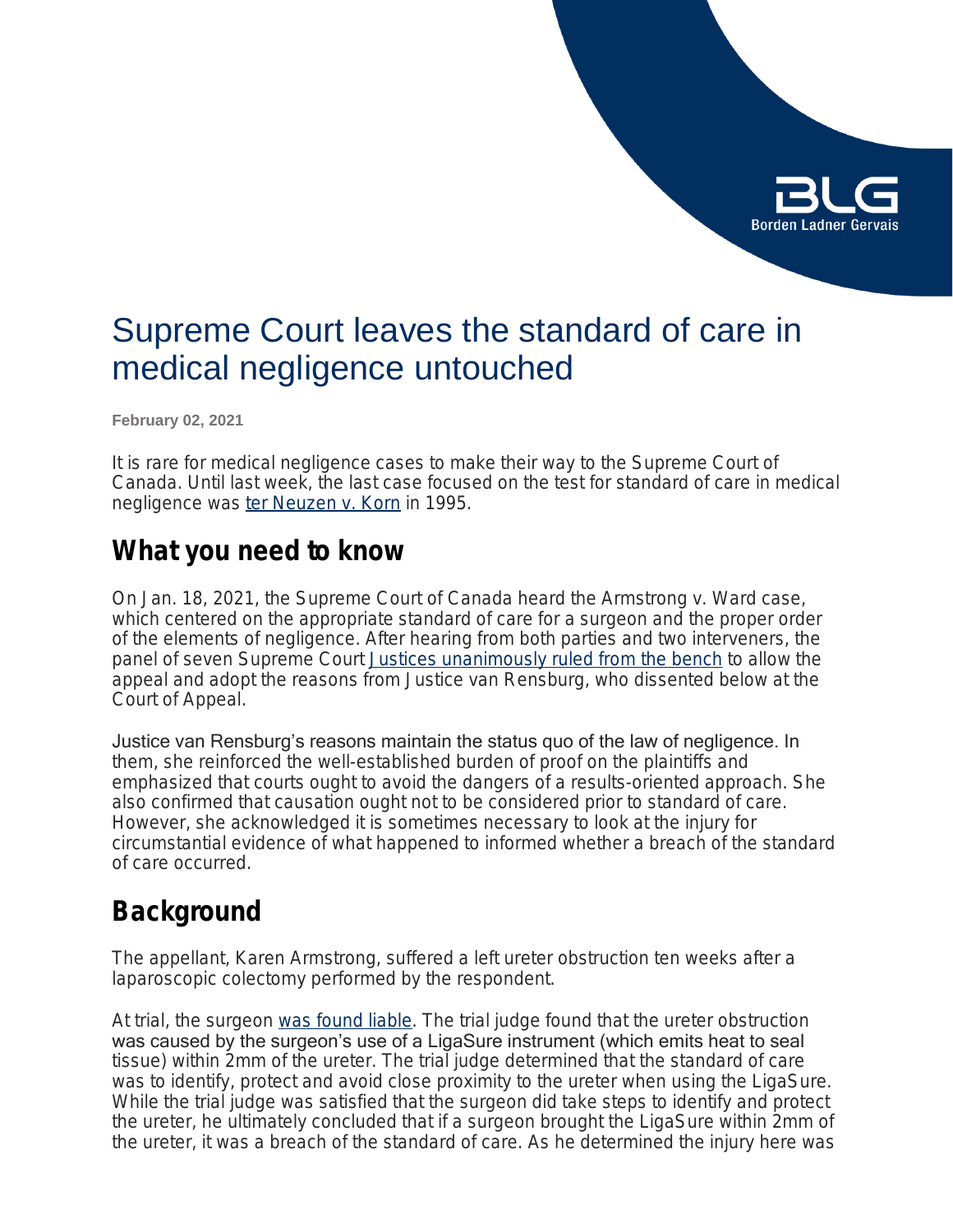# Supreme Court leaves the standard of care in medical negligence untouched

**February 02, 2021**

It is rare for medical negligence cases to make their way to the Supreme Court of Canada. Until last week, the last case focused on the test for standard of care in medical negligence was ter Neuzen v. Korn in 1995.

## What you need to know

On Jan. 18, 2021, the Supreme Court of Canada heard the Armstrong v. Ward case, which centered on the appropriate standard of care for a surgeon and the proper order of the elements of negligence. After hearing from both parties and two interveners, the panel of seven Supreme Court Justices unanimously ruled from the bench to allow the appeal and adopt the reasons from Justice van Rensburg, who dissented below at the Court of Appeal.

Justice van Rensburg's reasons maintain the status quo of the law of negligence. In them, she reinforced the well-established burden of proof on the plaintiffs and emphasized that courts ought to avoid the dangers of a results-oriented approach. She also confirmed that causation ought not to be considered prior to standard of care. However, she acknowledged it is sometimes necessary to look at the injury for circumstantial evidence of what happened to informed whether a breach of the standard of care occurred.

## Background

The appellant, Karen Armstrong, suffered a left ureter obstruction ten weeks after a laparoscopic colectomy performed by the respondent.

At trial, the surgeon was found liable. The trial judge found that the ureter obstruction was caused by the surgeon's use of a LigaSure instrument (which emits heat to seal tissue) within 2mm of the ureter. The trial judge determined that the standard of care was to identify, protect and avoid close proximity to the ureter when using the LigaSure. While the trial judge was satisfied that the surgeon did take steps to identify and protect the ureter, he ultimately concluded that if a surgeon brought the LigaSure within 2mm of the ureter, it was a breach of the standard of care. As he determined the injury here was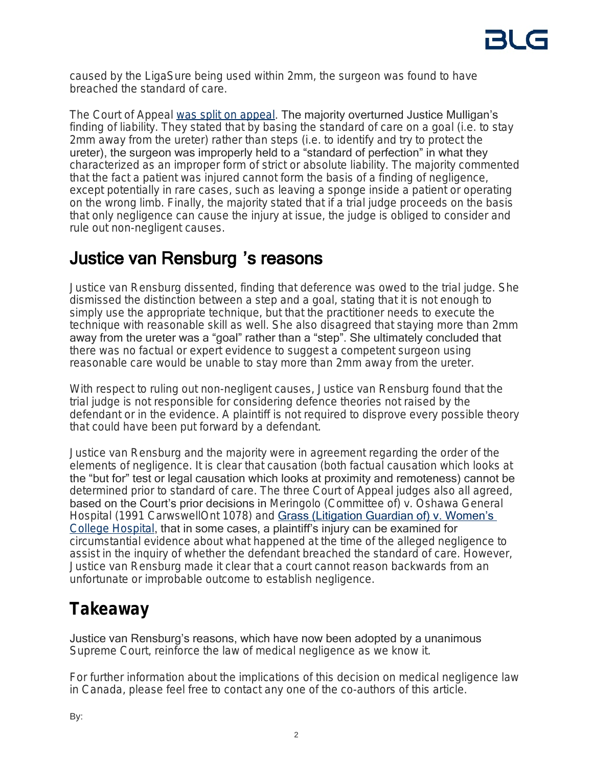caused by the LigaSure being used within 2mm, the surgeon was found to have breached the standard of care.

The Court of Appeal was split on appeal. The majority overturned Justice Mulligan's finding of liability. They stated that by basing the standard of care on a goal (i.e. to stay 2mm away from the ureter) rather than steps (i.e. to identify and try to protect the ureter), the surgeon was improperly held to a "standard of perfection" in what they characterized as an improper form of strict or absolute liability. The majority commented that the fact a patient was injured cannot form the basis of a finding of negligence, except potentially in rare cases, such as leaving a sponge inside a patient or operating on the wrong limb. Finally, the majority stated that if a trial judge proceeds on the basis that only negligence can cause the injury at issue, the judge is obliged to consider and rule out non-negligent causes.

## Justice van Rensburg 's reasons

Justice van Rensburg dissented, finding that deference was owed to the trial judge. She dismissed the distinction between a step and a goal, stating that it is not enough to simply use the appropriate technique, but that the practitioner needs to execute the technique with reasonable skill as well. She also disagreed that staying more than 2mm away from the ureter was a "goal" rather than a "step". She ultimately concluded that there was no factual or expert evidence to suggest a competent surgeon using reasonable care would be unable to stay more than 2mm away from the ureter.

With respect to ruling out non-negligent causes, Justice van Rensburg found that the trial judge is not responsible for considering defence theories not raised by the defendant or in the evidence. A plaintiff is not required to disprove every possible theory that could have been put forward by a defendant.

Justice van Rensburg and the majority were in agreement regarding the order of the elements of negligence. It is clear that causation (both factual causation which looks at the "but for" test or legal causation which looks at proximity and remoteness) cannot be determined prior to standard of care. The three Court of Appeal judges also all agreed, based on the Court's prior decisions in Meringolo (Committee of) v. Oshawa General Hospital (1991 CarswellOnt 1078) and Grass (Litigation Guardian of) v. Women's College Hospital, that in some cases, a plaintiff's injury can be examined for circumstantial evidence about what happened at the time of the alleged negligence to assist in the inquiry of whether the defendant breached the standard of care. However, Justice van Rensburg made it clear that a court cannot reason backwards from an unfortunate or improbable outcome to establish negligence.

## Takeaway

Justice van Rensburg's reasons, which have now been adopted by a unanimous Supreme Court, reinforce the law of medical negligence as we know it.

For further information about the implications of this decision on medical negligence law in Canada, please feel free to contact any one of the co-authors of this article.

By: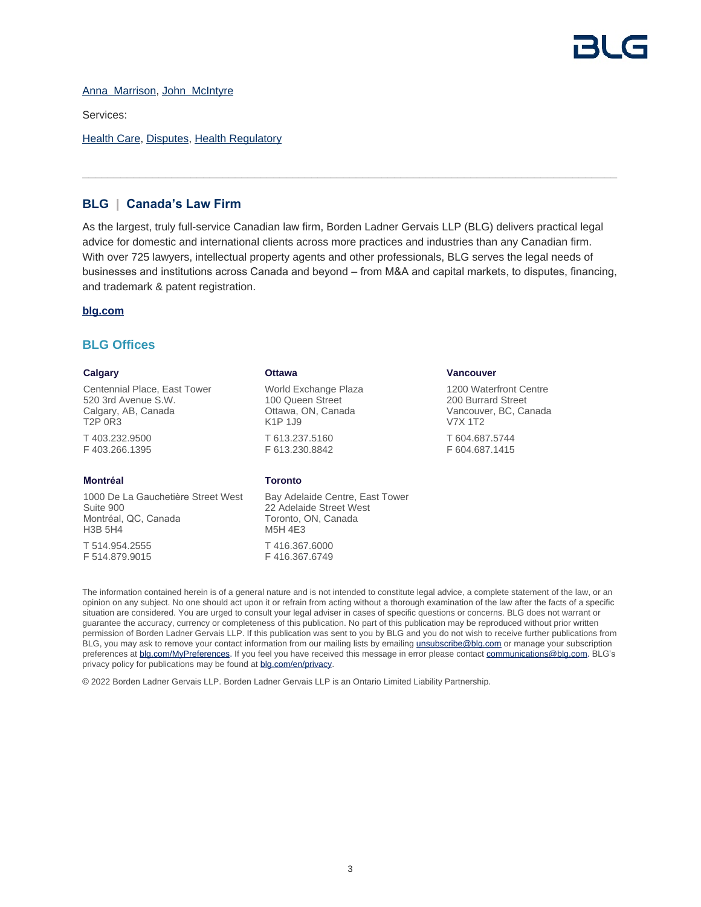Anna Marrison, John McIntyre

Services:

Health Care, Disputes, Health Regulatory

---

## BLG | Canada's Law Firm

As the largest, truly full-service Canadian law firm, Borden Ladner Gervais LLP (BLG) delivers practical legal advice for domestic and international clients across more practices and industries than any Canadian firm. With over 725 lawyers, intellectual property agents and other professionals, BLG serves the legal needs of businesses and institutions across Canada and beyond – from M&A and capital markets, to disputes, financing, and trademark & patent registration.

**blg.com**

## BLG Offices

**Calgary**

Centennial Place, East Tower
520 3rd Avenue S.W.
Calgary, AB, Canada
T2P 0R3

T 403.232.9500
F 403.266.1395

**Ottawa**

World Exchange Plaza
100 Queen Street
Ottawa, ON, Canada
K1P 1J9

T 613.237.5160
F 613.230.8842

**Vancouver**

1200 Waterfront Centre
200 Burrard Street
Vancouver, BC, Canada
V7X 1T2

T 604.687.5744
F 604.687.1415

**Montréal**

1000 De La Gauchetière Street West
Suite 900
Montréal, QC, Canada
H3B 5H4

T 514.954.2555
F 514.879.9015

**Toronto**

Bay Adelaide Centre, East Tower
22 Adelaide Street West
Toronto, ON, Canada
M5H 4E3

T 416.367.6000
F 416.367.6749

The information contained herein is of a general nature and is not intended to constitute legal advice, a complete statement of the law, or an opinion on any subject. No one should act upon it or refrain from acting without a thorough examination of the law after the facts of a specific situation are considered. You are urged to consult your legal adviser in cases of specific questions or concerns. BLG does not warrant or guarantee the accuracy, currency or completeness of this publication. No part of this publication may be reproduced without prior written permission of Borden Ladner Gervais LLP. If this publication was sent to you by BLG and you do not wish to receive further publications from BLG, you may ask to remove your contact information from our mailing lists by emailing unsubscribe@blg.com or manage your subscription preferences at blg.com/MyPreferences. If you feel you have received this message in error please contact communications@blg.com. BLG's privacy policy for publications may be found at blg.com/en/privacy.

© 2022 Borden Ladner Gervais LLP. Borden Ladner Gervais LLP is an Ontario Limited Liability Partnership.